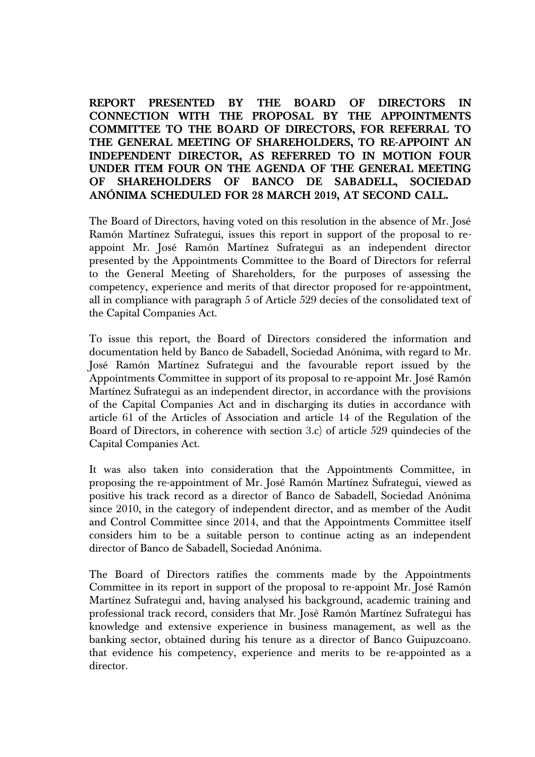**REPORT PRESENTED BY THE BOARD OF DIRECTORS IN CONNECTION WITH THE PROPOSAL BY THE APPOINTMENTS COMMITTEE TO THE BOARD OF DIRECTORS, FOR REFERRAL TO THE GENERAL MEETING OF SHAREHOLDERS, TO RE-APPOINT AN INDEPENDENT DIRECTOR, AS REFERRED TO IN MOTION FOUR UNDER ITEM FOUR ON THE AGENDA OF THE GENERAL MEETING OF SHAREHOLDERS OF BANCO DE SABADELL, SOCIEDAD ANÓNIMA SCHEDULED FOR 28 MARCH 2019, AT SECOND CALL.**

The Board of Directors, having voted on this resolution in the absence of Mr. José Ramón Martínez Sufrategui, issues this report in support of the proposal to re-appoint Mr. José Ramón Martínez Sufrategui as an independent director presented by the Appointments Committee to the Board of Directors for referral to the General Meeting of Shareholders, for the purposes of assessing the competency, experience and merits of that director proposed for re-appointment, all in compliance with paragraph 5 of Article 529 decies of the consolidated text of the Capital Companies Act.

To issue this report, the Board of Directors considered the information and documentation held by Banco de Sabadell, Sociedad Anónima, with regard to Mr. José Ramón Martínez Sufrategui and the favourable report issued by the Appointments Committee in support of its proposal to re-appoint Mr. José Ramón Martínez Sufrategui as an independent director, in accordance with the provisions of the Capital Companies Act and in discharging its duties in accordance with article 61 of the Articles of Association and article 14 of the Regulation of the Board of Directors, in coherence with section 3.c) of article 529 quindecies of the Capital Companies Act.

It was also taken into consideration that the Appointments Committee, in proposing the re-appointment of Mr. José Ramón Martínez Sufrategui, viewed as positive his track record as a director of Banco de Sabadell, Sociedad Anónima since 2010, in the category of independent director, and as member of the Audit and Control Committee since 2014, and that the Appointments Committee itself considers him to be a suitable person to continue acting as an independent director of Banco de Sabadell, Sociedad Anónima.

The Board of Directors ratifies the comments made by the Appointments Committee in its report in support of the proposal to re-appoint Mr. José Ramón Martínez Sufrategui and, having analysed his background, academic training and professional track record, considers that Mr. José Ramón Martínez Sufrategui has knowledge and extensive experience in business management, as well as the banking sector, obtained during his tenure as a director of Banco Guipuzcoano. that evidence his competency, experience and merits to be re-appointed as a director.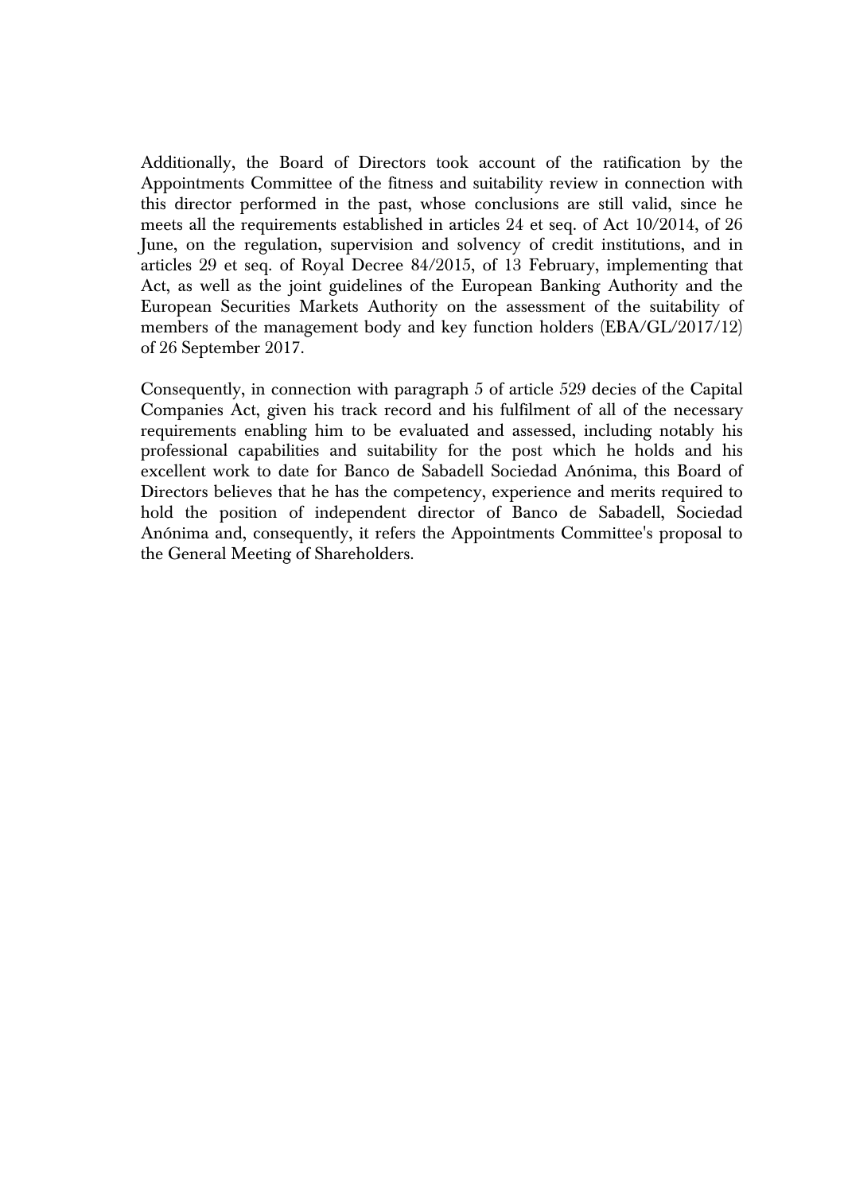Additionally, the Board of Directors took account of the ratification by the Appointments Committee of the fitness and suitability review in connection with this director performed in the past, whose conclusions are still valid, since he meets all the requirements established in articles 24 et seq. of Act 10/2014, of 26 June, on the regulation, supervision and solvency of credit institutions, and in articles 29 et seq. of Royal Decree 84/2015, of 13 February, implementing that Act, as well as the joint guidelines of the European Banking Authority and the European Securities Markets Authority on the assessment of the suitability of members of the management body and key function holders (EBA/GL/2017/12) of 26 September 2017.

Consequently, in connection with paragraph 5 of article 529 decies of the Capital Companies Act, given his track record and his fulfilment of all of the necessary requirements enabling him to be evaluated and assessed, including notably his professional capabilities and suitability for the post which he holds and his excellent work to date for Banco de Sabadell Sociedad Anónima, this Board of Directors believes that he has the competency, experience and merits required to hold the position of independent director of Banco de Sabadell, Sociedad Anónima and, consequently, it refers the Appointments Committee's proposal to the General Meeting of Shareholders.